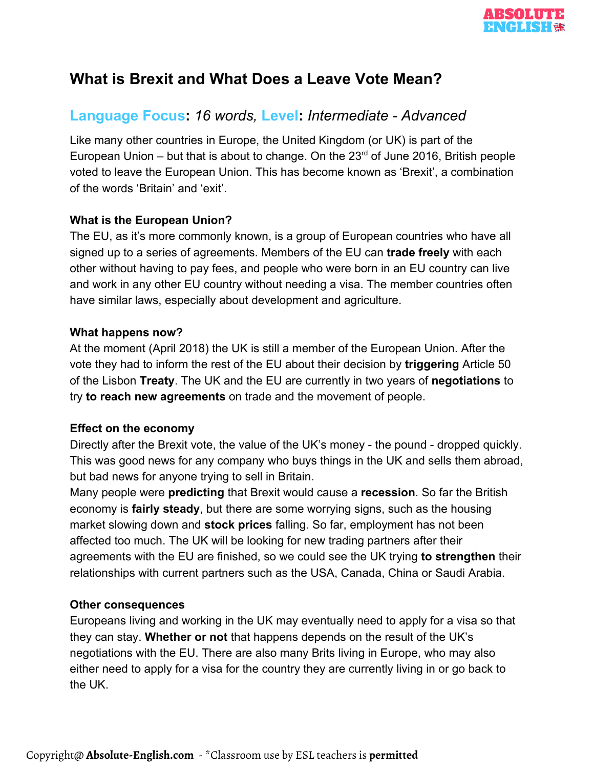# What is Brexit and What Does a Leave Vote Mean?

## Language Focus: *16 words,* Level: *Intermediate - Advanced*

Like many other countries in Europe, the United Kingdom (or UK) is part of the European Union – but that is about to change. On the 23rd of June 2016, British people voted to leave the European Union. This has become known as 'Brexit', a combination of the words 'Britain' and 'exit'.

### What is the European Union?

The EU, as it's more commonly known, is a group of European countries who have all signed up to a series of agreements. Members of the EU can **trade freely** with each other without having to pay fees, and people who were born in an EU country can live and work in any other EU country without needing a visa. The member countries often have similar laws, especially about development and agriculture.

### What happens now?

At the moment (April 2018) the UK is still a member of the European Union. After the vote they had to inform the rest of the EU about their decision by **triggering** Article 50 of the Lisbon **Treaty**. The UK and the EU are currently in two years of **negotiations** to try **to reach new agreements** on trade and the movement of people.

### Effect on the economy

Directly after the Brexit vote, the value of the UK's money - the pound - dropped quickly. This was good news for any company who buys things in the UK and sells them abroad, but bad news for anyone trying to sell in Britain.

Many people were **predicting** that Brexit would cause a **recession**. So far the British economy is **fairly steady**, but there are some worrying signs, such as the housing market slowing down and **stock prices** falling. So far, employment has not been affected too much. The UK will be looking for new trading partners after their agreements with the EU are finished, so we could see the UK trying **to strengthen** their relationships with current partners such as the USA, Canada, China or Saudi Arabia.

### Other consequences

Europeans living and working in the UK may eventually need to apply for a visa so that they can stay. **Whether or not** that happens depends on the result of the UK's negotiations with the EU. There are also many Brits living in Europe, who may also either need to apply for a visa for the country they are currently living in or go back to the UK.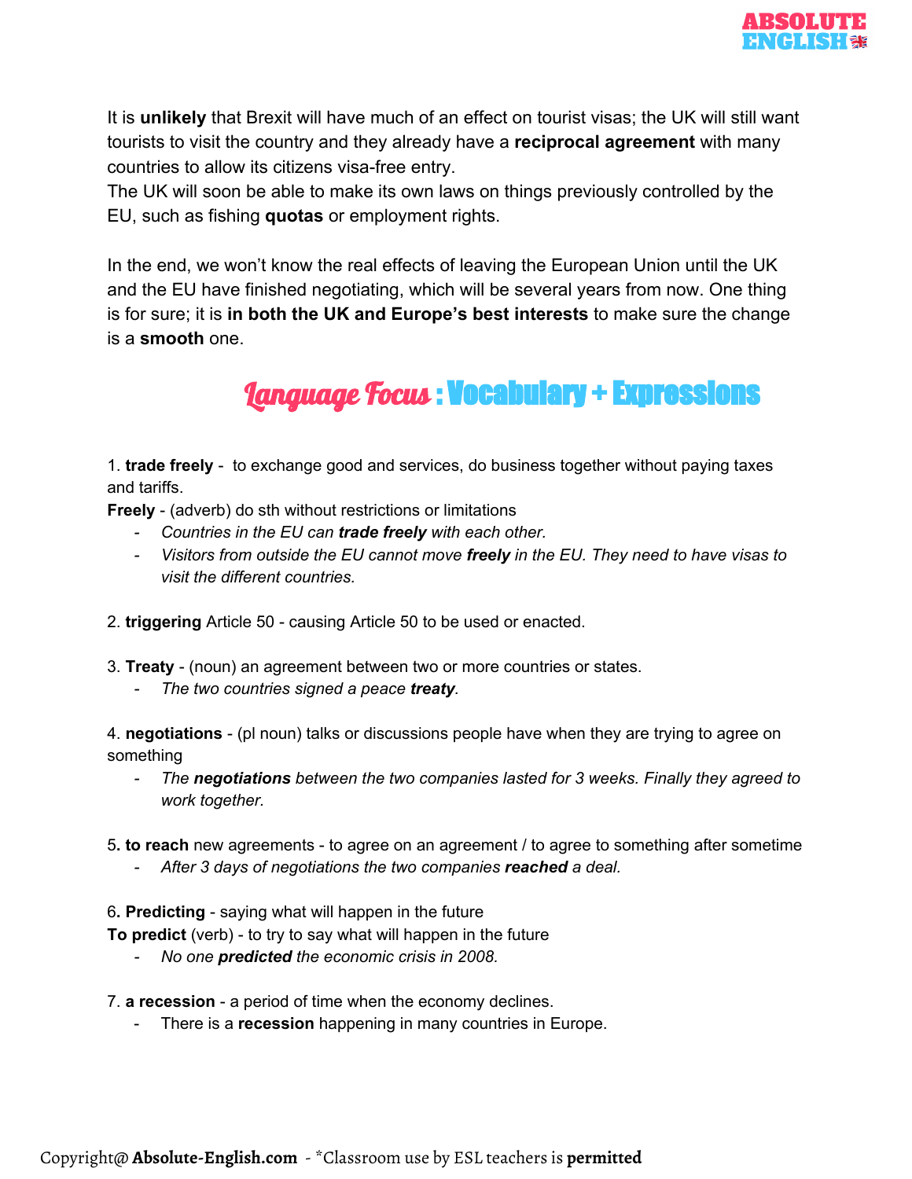It is **unlikely** that Brexit will have much of an effect on tourist visas; the UK will still want tourists to visit the country and they already have a **reciprocal agreement** with many countries to allow its citizens visa-free entry.
The UK will soon be able to make its own laws on things previously controlled by the EU, such as fishing **quotas** or employment rights.

In the end, we won't know the real effects of leaving the European Union until the UK and the EU have finished negotiating, which will be several years from now. One thing is for sure; it is **in both the UK and Europe's best interests** to make sure the change is a **smooth** one.

## Language Focus : Vocabulary + Expressions

1. **trade freely** - to exchange good and services, do business together without paying taxes and tariffs.
**Freely** - (adverb) do sth without restrictions or limitations
   - *Countries in the EU can **trade freely** with each other.*
   - *Visitors from outside the EU cannot move **freely** in the EU. They need to have visas to visit the different countries.*

2. **triggering** Article 50 - causing Article 50 to be used or enacted.

3. **Treaty** - (noun) an agreement between two or more countries or states.
   - *The two countries signed a peace **treaty**.*

4. **negotiations** - (pl noun) talks or discussions people have when they are trying to agree on something
   - *The **negotiations** between the two companies lasted for 3 weeks. Finally they agreed to work together.*

5. **to reach** new agreements - to agree on an agreement / to agree to something after sometime
   - *After 3 days of negotiations the two companies **reached** a deal.*

6. **Predicting** - saying what will happen in the future
**To predict** (verb) - to try to say what will happen in the future
   - *No one **predicted** the economic crisis in 2008.*

7. **a recession** - a period of time when the economy declines.
   - There is a **recession** happening in many countries in Europe.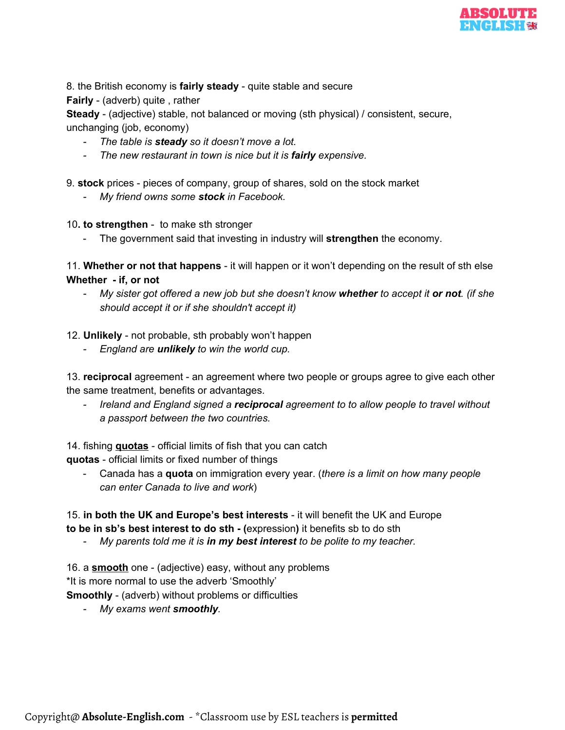8. the British economy is **fairly steady** - quite stable and secure

**Fairly** - (adverb) quite , rather

**Steady** - (adjective) stable, not balanced or moving (sth physical) / consistent, secure, unchanging (job, economy)

- *The table is **steady** so it doesn't move a lot.*
- *The new restaurant in town is nice but it is **fairly** expensive.*

9. **stock** prices - pieces of company, group of shares, sold on the stock market

- *My friend owns some **stock** in Facebook.*

10**. to strengthen** - to make sth stronger

- The government said that investing in industry will **strengthen** the economy.

11. **Whether or not that happens** - it will happen or it won't depending on the result of sth else

**Whether - if, or not**

- *My sister got offered a new job but she doesn't know **whether** to accept it **or not**. (if she should accept it or if she shouldn't accept it)*

12. **Unlikely** - not probable, sth probably won't happen

- *England are **unlikely** to win the world cup.*

13. **reciprocal** agreement - an agreement where two people or groups agree to give each other the same treatment, benefits or advantages.

- *Ireland and England signed a **reciprocal** agreement to to allow people to travel without a passport between the two countries.*

14. fishing **quotas** - official limits of fish that you can catch

**quotas** - official limits or fixed number of things

- Canada has a **quota** on immigration every year. (*there is a limit on how many people can enter Canada to live and work*)

15. **in both the UK and Europe's best interests** - it will benefit the UK and Europe

**to be in sb's best interest to do sth - (**expression**)** it benefits sb to do sth

- *My parents told me it is **in my best interest** to be polite to my teacher.*

16. a **smooth** one - (adjective) easy, without any problems

*It is more normal to use the adverb 'Smoothly'

**Smoothly** - (adverb) without problems or difficulties

- *My exams went **smoothly**.*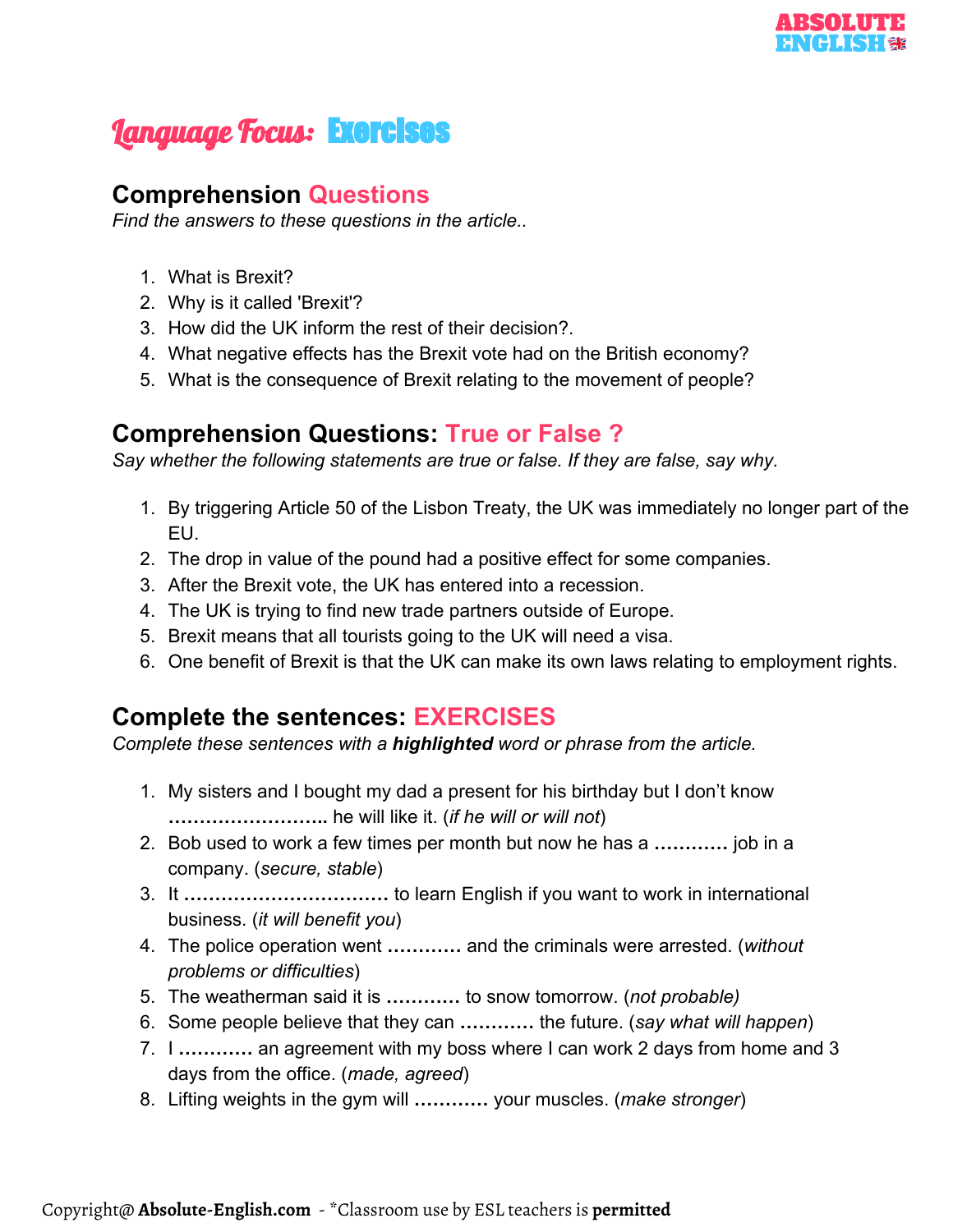# Language Focus: Exercises

## Comprehension Questions

*Find the answers to these questions in the article..*

1. What is Brexit?
2. Why is it called 'Brexit'?
3. How did the UK inform the rest of their decision?.
4. What negative effects has the Brexit vote had on the British economy?
5. What is the consequence of Brexit relating to the movement of people?

## Comprehension Questions: True or False ?

*Say whether the following statements are true or false. If they are false, say why.*

1. By triggering Article 50 of the Lisbon Treaty, the UK was immediately no longer part of the EU.
2. The drop in value of the pound had a positive effect for some companies.
3. After the Brexit vote, the UK has entered into a recession.
4. The UK is trying to find new trade partners outside of Europe.
5. Brexit means that all tourists going to the UK will need a visa.
6. One benefit of Brexit is that the UK can make its own laws relating to employment rights.

## Complete the sentences: EXERCISES

*Complete these sentences with a **highlighted** word or phrase from the article.*

1. My sisters and I bought my dad a present for his birthday but I don't know **……………………..** he will like it. (*if he will or will not*)
2. Bob used to work a few times per month but now he has a **…………** job in a company. (*secure, stable*)
3. It **……………………………** to learn English if you want to work in international business. (*it will benefit you*)
4. The police operation went **…………** and the criminals were arrested. (*without problems or difficulties*)
5. The weatherman said it is **…………** to snow tomorrow. (*not probable)*
6. Some people believe that they can **…………** the future. (*say what will happen*)
7. I **…………** an agreement with my boss where I can work 2 days from home and 3 days from the office. (*made, agreed*)
8. Lifting weights in the gym will **…………** your muscles. (*make stronger*)

Copyright@ **Absolute-English.com** - *Classroom use by ESL teachers is **permitted**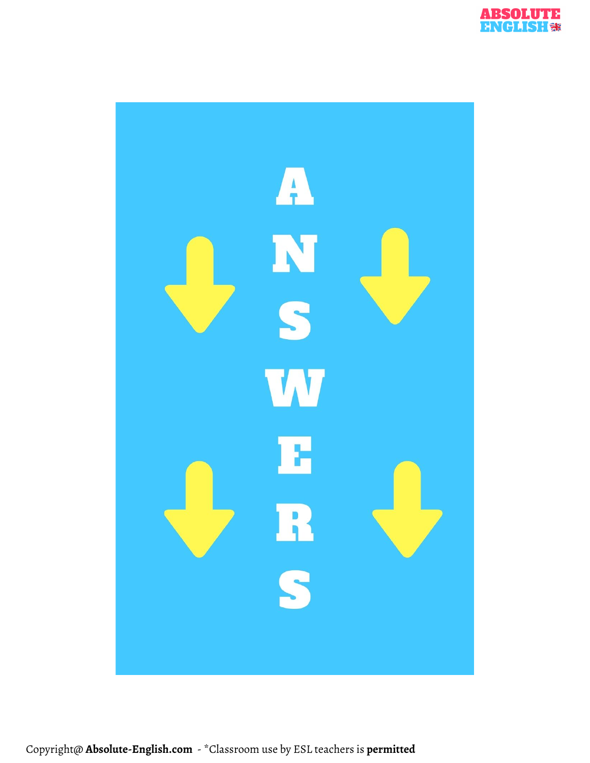# ANSWERS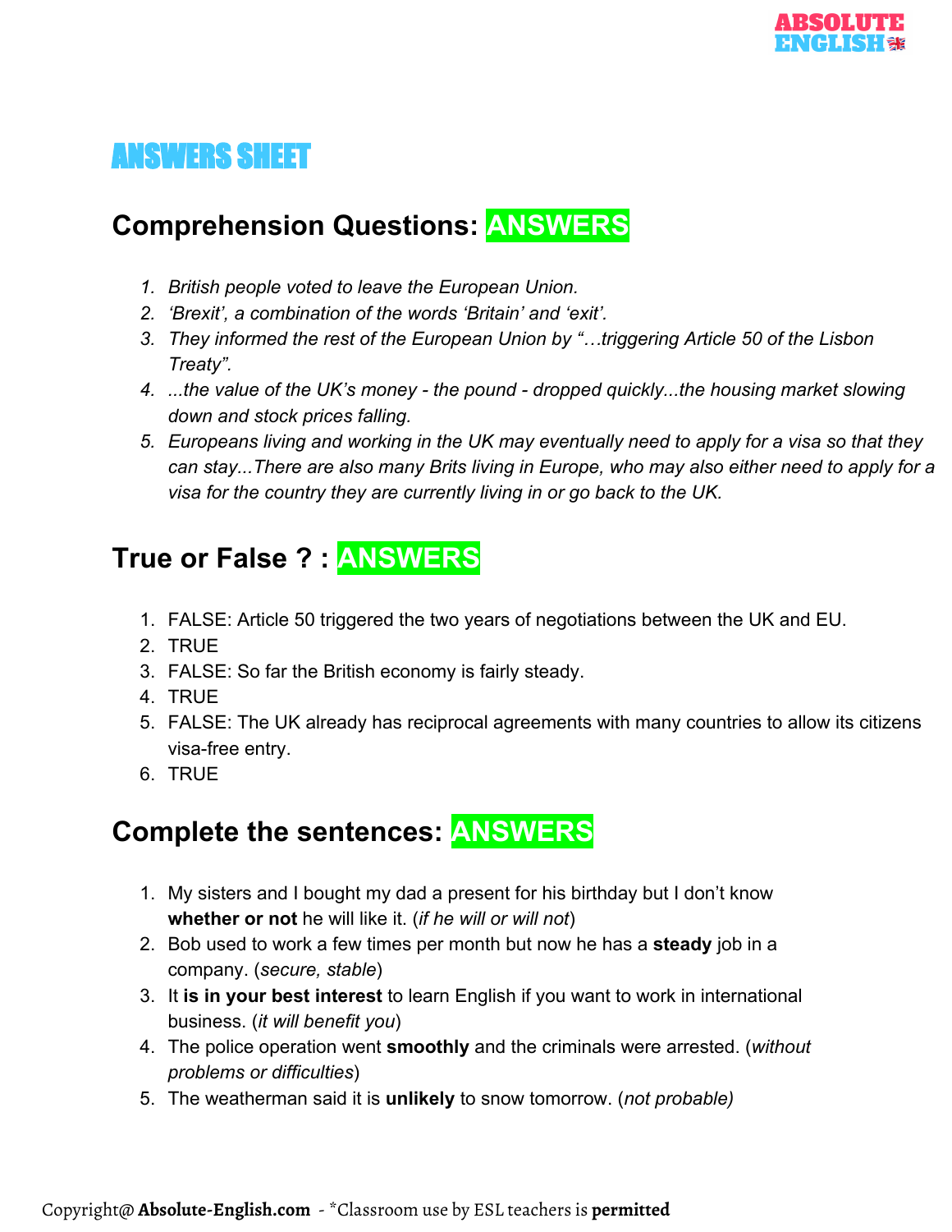# ANSWERS SHEET

## Comprehension Questions: ANSWERS

1. *British people voted to leave the European Union.*
2. *'Brexit', a combination of the words 'Britain' and 'exit'.*
3. *They informed the rest of the European Union by "…triggering Article 50 of the Lisbon Treaty".*
4. *...the value of the UK's money - the pound - dropped quickly...the housing market slowing down and stock prices falling.*
5. *Europeans living and working in the UK may eventually need to apply for a visa so that they can stay...There are also many Brits living in Europe, who may also either need to apply for a visa for the country they are currently living in or go back to the UK.*

## True or False ? : ANSWERS

1. FALSE: Article 50 triggered the two years of negotiations between the UK and EU.
2. TRUE
3. FALSE: So far the British economy is fairly steady.
4. TRUE
5. FALSE: The UK already has reciprocal agreements with many countries to allow its citizens visa-free entry.
6. TRUE

## Complete the sentences: ANSWERS

1. My sisters and I bought my dad a present for his birthday but I don't know **whether or not** he will like it. (*if he will or will not*)
2. Bob used to work a few times per month but now he has a **steady** job in a company. (*secure, stable*)
3. It **is in your best interest** to learn English if you want to work in international business. (*it will benefit you*)
4. The police operation went **smoothly** and the criminals were arrested. (*without problems or difficulties*)
5. The weatherman said it is **unlikely** to snow tomorrow. (*not probable)*

Copyright@ **Absolute-English.com** - *Classroom use by ESL teachers is **permitted**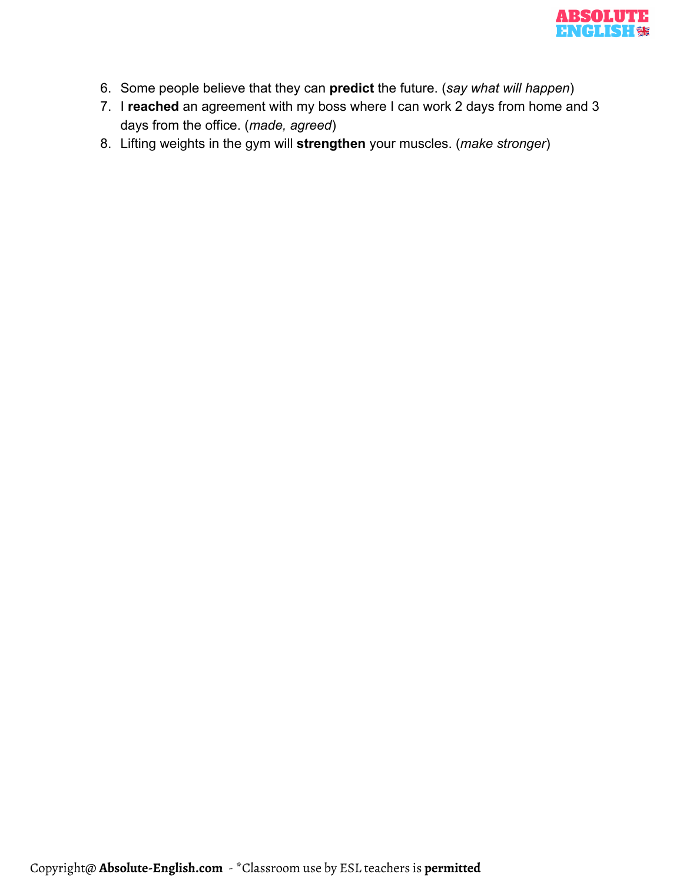6. Some people believe that they can **predict** the future. (*say what will happen*)
7. I **reached** an agreement with my boss where I can work 2 days from home and 3 days from the office. (*made, agreed*)
8. Lifting weights in the gym will **strengthen** your muscles. (*make stronger*)